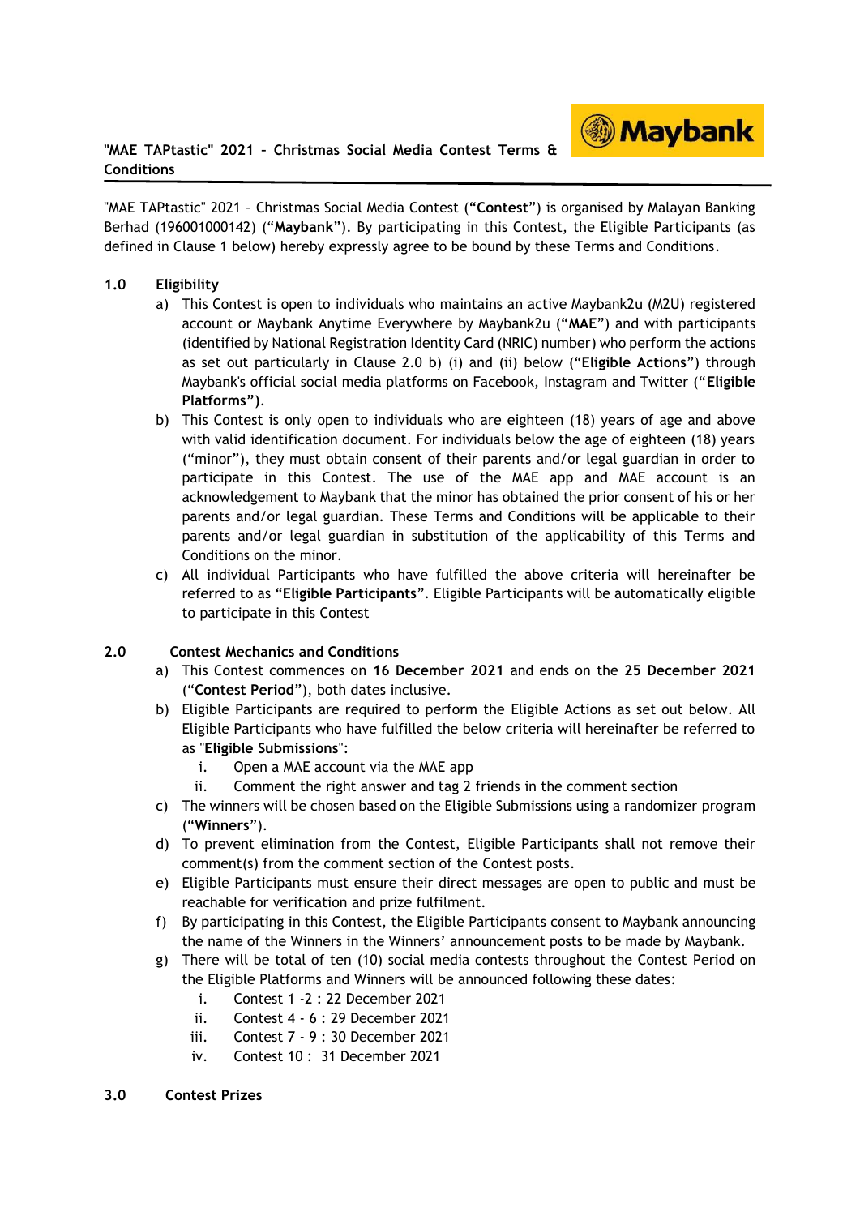# "MAE TAPtastic" 2021 – Christmas Social Media Contest Terms & Conditions

"MAE TAPtastic" 2021 – Christmas Social Media Contest ("**Contest**") is organised by Malayan Banking Berhad (196001000142) ("**Maybank**"). By participating in this Contest, the Eligible Participants (as defined in Clause 1 below) hereby expressly agree to be bound by these Terms and Conditions.

## 1.0 Eligibility

a) This Contest is open to individuals who maintains an active Maybank2u (M2U) registered account or Maybank Anytime Everywhere by Maybank2u ("**MAE**") and with participants (identified by National Registration Identity Card (NRIC) number) who perform the actions as set out particularly in Clause 2.0 b) (i) and (ii) below ("**Eligible Actions**") through Maybank's official social media platforms on Facebook, Instagram and Twitter ("**Eligible Platforms")**.

b) This Contest is only open to individuals who are eighteen (18) years of age and above with valid identification document. For individuals below the age of eighteen (18) years ("minor"), they must obtain consent of their parents and/or legal guardian in order to participate in this Contest. The use of the MAE app and MAE account is an acknowledgement to Maybank that the minor has obtained the prior consent of his or her parents and/or legal guardian. These Terms and Conditions will be applicable to their parents and/or legal guardian in substitution of the applicability of this Terms and Conditions on the minor.

c) All individual Participants who have fulfilled the above criteria will hereinafter be referred to as "**Eligible Participants**". Eligible Participants will be automatically eligible to participate in this Contest

## 2.0 Contest Mechanics and Conditions

a) This Contest commences on **16 December 2021** and ends on the **25 December 2021** ("**Contest Period**"), both dates inclusive.

b) Eligible Participants are required to perform the Eligible Actions as set out below. All Eligible Participants who have fulfilled the below criteria will hereinafter be referred to as "**Eligible Submissions**":
   i. Open a MAE account via the MAE app
   ii. Comment the right answer and tag 2 friends in the comment section

c) The winners will be chosen based on the Eligible Submissions using a randomizer program ("**Winners**").

d) To prevent elimination from the Contest, Eligible Participants shall not remove their comment(s) from the comment section of the Contest posts.

e) Eligible Participants must ensure their direct messages are open to public and must be reachable for verification and prize fulfilment.

f) By participating in this Contest, the Eligible Participants consent to Maybank announcing the name of the Winners in the Winners' announcement posts to be made by Maybank.

g) There will be total of ten (10) social media contests throughout the Contest Period on the Eligible Platforms and Winners will be announced following these dates:
   i. Contest 1 -2 : 22 December 2021
   ii. Contest 4 - 6 : 29 December 2021
   iii. Contest 7 - 9 : 30 December 2021
   iv. Contest 10 : 31 December 2021

## 3.0 Contest Prizes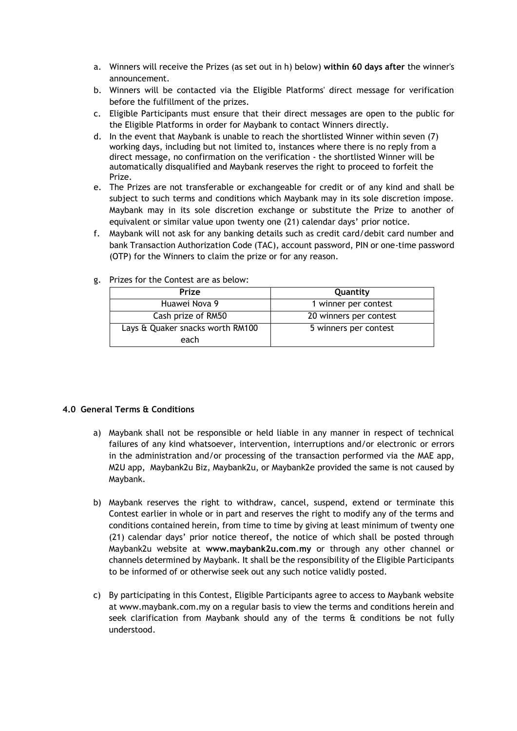a. Winners will receive the Prizes (as set out in h) below) **within 60 days after** the winner's announcement.
b. Winners will be contacted via the Eligible Platforms' direct message for verification before the fulfillment of the prizes.
c. Eligible Participants must ensure that their direct messages are open to the public for the Eligible Platforms in order for Maybank to contact Winners directly.
d. In the event that Maybank is unable to reach the shortlisted Winner within seven (7) working days, including but not limited to, instances where there is no reply from a direct message, no confirmation on the verification - the shortlisted Winner will be automatically disqualified and Maybank reserves the right to proceed to forfeit the Prize.
e. The Prizes are not transferable or exchangeable for credit or of any kind and shall be subject to such terms and conditions which Maybank may in its sole discretion impose. Maybank may in its sole discretion exchange or substitute the Prize to another of equivalent or similar value upon twenty one (21) calendar days' prior notice.
f. Maybank will not ask for any banking details such as credit card/debit card number and bank Transaction Authorization Code (TAC), account password, PIN or one-time password (OTP) for the Winners to claim the prize or for any reason.
g. Prizes for the Contest are as below:

| Prize | Quantity |
|---|---|
| Huawei Nova 9 | 1 winner per contest |
| Cash prize of RM50 | 20 winners per contest |
| Lays & Quaker snacks worth RM100 each | 5 winners per contest |

#### 4.0 General Terms & Conditions

a) Maybank shall not be responsible or held liable in any manner in respect of technical failures of any kind whatsoever, intervention, interruptions and/or electronic or errors in the administration and/or processing of the transaction performed via the MAE app, M2U app, Maybank2u Biz, Maybank2u, or Maybank2e provided the same is not caused by Maybank.

b) Maybank reserves the right to withdraw, cancel, suspend, extend or terminate this Contest earlier in whole or in part and reserves the right to modify any of the terms and conditions contained herein, from time to time by giving at least minimum of twenty one (21) calendar days' prior notice thereof, the notice of which shall be posted through Maybank2u website at **www.maybank2u.com.my** or through any other channel or channels determined by Maybank. It shall be the responsibility of the Eligible Participants to be informed of or otherwise seek out any such notice validly posted.

c) By participating in this Contest, Eligible Participants agree to access to Maybank website at www.maybank.com.my on a regular basis to view the terms and conditions herein and seek clarification from Maybank should any of the terms & conditions be not fully understood.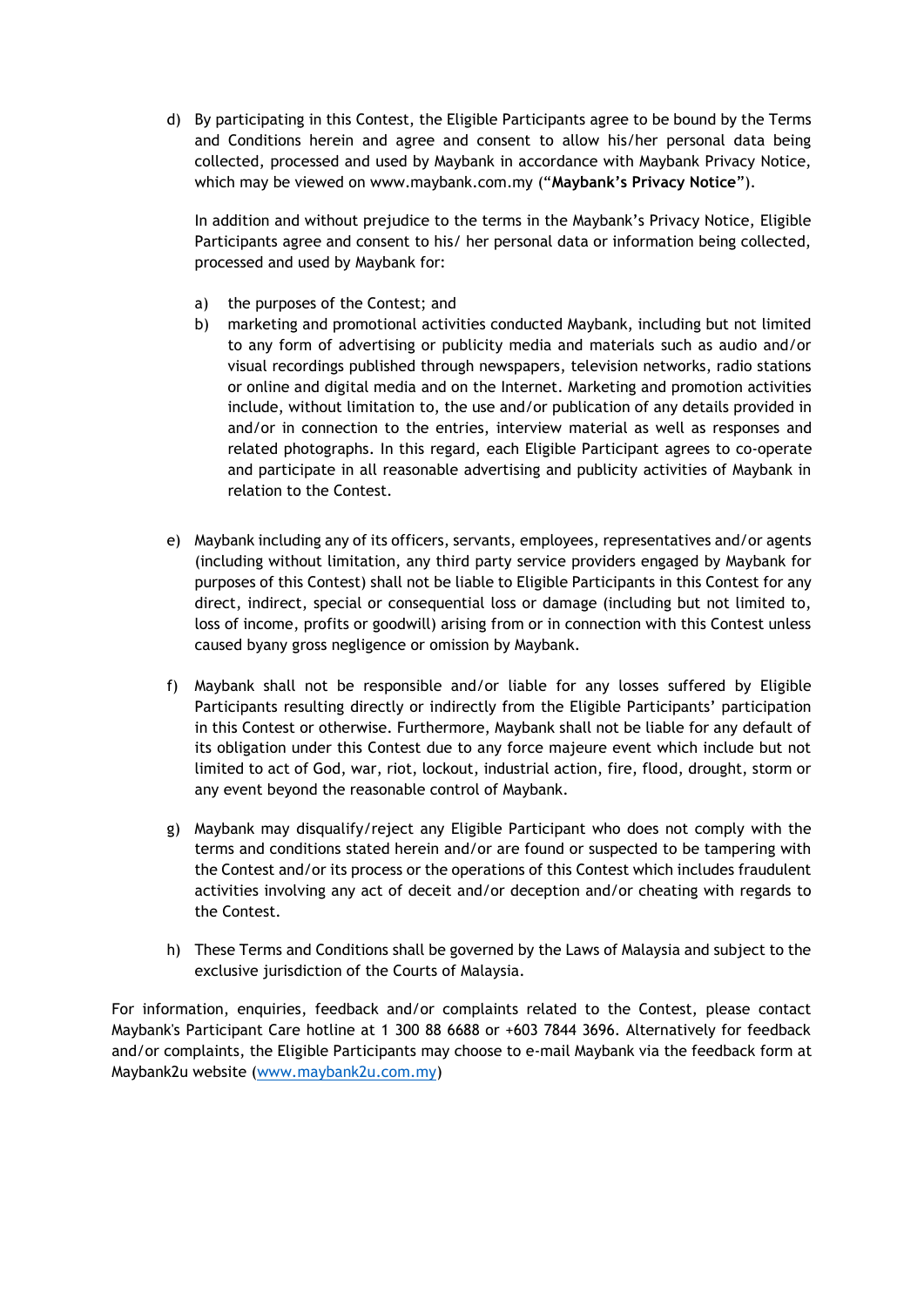d) By participating in this Contest, the Eligible Participants agree to be bound by the Terms and Conditions herein and agree and consent to allow his/her personal data being collected, processed and used by Maybank in accordance with Maybank Privacy Notice, which may be viewed on www.maybank.com.my ("**Maybank's Privacy Notice**").

   In addition and without prejudice to the terms in the Maybank's Privacy Notice, Eligible Participants agree and consent to his/ her personal data or information being collected, processed and used by Maybank for:

   a) the purposes of the Contest; and
   b) marketing and promotional activities conducted Maybank, including but not limited to any form of advertising or publicity media and materials such as audio and/or visual recordings published through newspapers, television networks, radio stations or online and digital media and on the Internet. Marketing and promotion activities include, without limitation to, the use and/or publication of any details provided in and/or in connection to the entries, interview material as well as responses and related photographs. In this regard, each Eligible Participant agrees to co-operate and participate in all reasonable advertising and publicity activities of Maybank in relation to the Contest.

e) Maybank including any of its officers, servants, employees, representatives and/or agents (including without limitation, any third party service providers engaged by Maybank for purposes of this Contest) shall not be liable to Eligible Participants in this Contest for any direct, indirect, special or consequential loss or damage (including but not limited to, loss of income, profits or goodwill) arising from or in connection with this Contest unless caused byany gross negligence or omission by Maybank.

f) Maybank shall not be responsible and/or liable for any losses suffered by Eligible Participants resulting directly or indirectly from the Eligible Participants' participation in this Contest or otherwise. Furthermore, Maybank shall not be liable for any default of its obligation under this Contest due to any force majeure event which include but not limited to act of God, war, riot, lockout, industrial action, fire, flood, drought, storm or any event beyond the reasonable control of Maybank.

g) Maybank may disqualify/reject any Eligible Participant who does not comply with the terms and conditions stated herein and/or are found or suspected to be tampering with the Contest and/or its process or the operations of this Contest which includes fraudulent activities involving any act of deceit and/or deception and/or cheating with regards to the Contest.

h) These Terms and Conditions shall be governed by the Laws of Malaysia and subject to the exclusive jurisdiction of the Courts of Malaysia.

For information, enquiries, feedback and/or complaints related to the Contest, please contact Maybank's Participant Care hotline at 1 300 88 6688 or +603 7844 3696. Alternatively for feedback and/or complaints, the Eligible Participants may choose to e-mail Maybank via the feedback form at Maybank2u website (www.maybank2u.com.my)